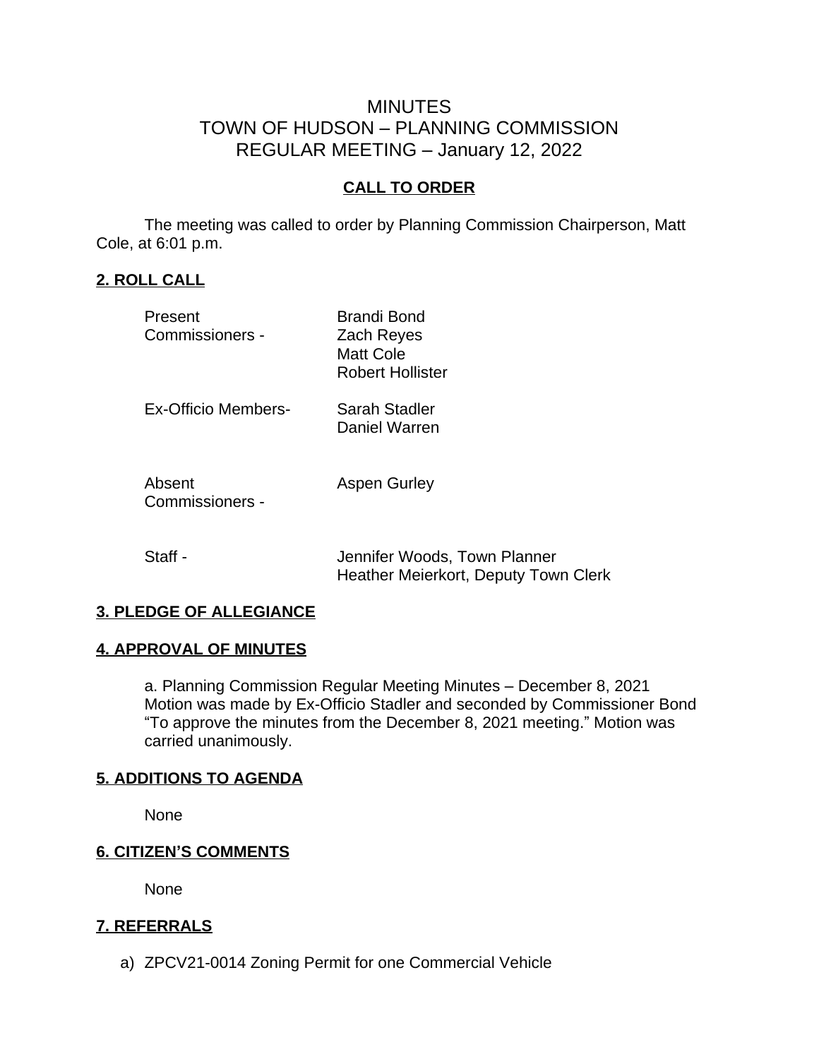# MINUTES
# TOWN OF HUDSON – PLANNING COMMISSION
# REGULAR MEETING – January 12, 2022

## CALL TO ORDER

The meeting was called to order by Planning Commission Chairperson, Matt Cole, at 6:01 p.m.

## 2. ROLL CALL

| | |
|---|---|
| Present Commissioners - | Brandi Bond<br>Zach Reyes<br>Matt Cole<br>Robert Hollister |
| Ex-Officio Members- | Sarah Stadler<br>Daniel Warren |
| Absent Commissioners - | Aspen Gurley |
| Staff - | Jennifer Woods, Town Planner<br>Heather Meierkort, Deputy Town Clerk |

## 3. PLEDGE OF ALLEGIANCE

## 4. APPROVAL OF MINUTES

a. Planning Commission Regular Meeting Minutes – December 8, 2021
Motion was made by Ex-Officio Stadler and seconded by Commissioner Bond "To approve the minutes from the December 8, 2021 meeting." Motion was carried unanimously.

## 5. ADDITIONS TO AGENDA

None

## 6. CITIZEN'S COMMENTS

None

## 7. REFERRALS

a) ZPCV21-0014 Zoning Permit for one Commercial Vehicle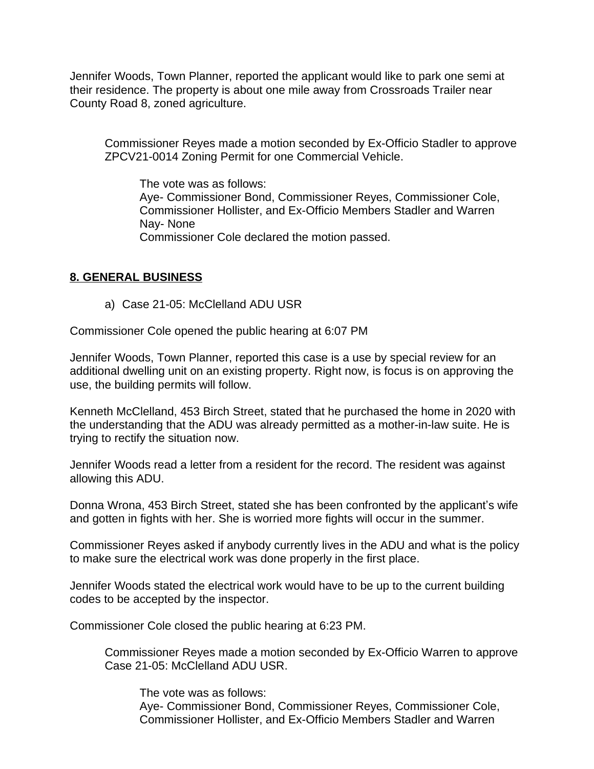Jennifer Woods, Town Planner, reported the applicant would like to park one semi at their residence. The property is about one mile away from Crossroads Trailer near County Road 8, zoned agriculture.

> Commissioner Reyes made a motion seconded by Ex-Officio Stadler to approve ZPCV21-0014 Zoning Permit for one Commercial Vehicle.
>
>> The vote was as follows:
>> Aye- Commissioner Bond, Commissioner Reyes, Commissioner Cole, Commissioner Hollister, and Ex-Officio Members Stadler and Warren
>> Nay- None
>> Commissioner Cole declared the motion passed.

## 8. GENERAL BUSINESS

a) Case 21-05: McClelland ADU USR

Commissioner Cole opened the public hearing at 6:07 PM

Jennifer Woods, Town Planner, reported this case is a use by special review for an additional dwelling unit on an existing property. Right now, is focus is on approving the use, the building permits will follow.

Kenneth McClelland, 453 Birch Street, stated that he purchased the home in 2020 with the understanding that the ADU was already permitted as a mother-in-law suite. He is trying to rectify the situation now.

Jennifer Woods read a letter from a resident for the record. The resident was against allowing this ADU.

Donna Wrona, 453 Birch Street, stated she has been confronted by the applicant's wife and gotten in fights with her. She is worried more fights will occur in the summer.

Commissioner Reyes asked if anybody currently lives in the ADU and what is the policy to make sure the electrical work was done properly in the first place.

Jennifer Woods stated the electrical work would have to be up to the current building codes to be accepted by the inspector.

Commissioner Cole closed the public hearing at 6:23 PM.

> Commissioner Reyes made a motion seconded by Ex-Officio Warren to approve Case 21-05: McClelland ADU USR.
>
>> The vote was as follows:
>> Aye- Commissioner Bond, Commissioner Reyes, Commissioner Cole, Commissioner Hollister, and Ex-Officio Members Stadler and Warren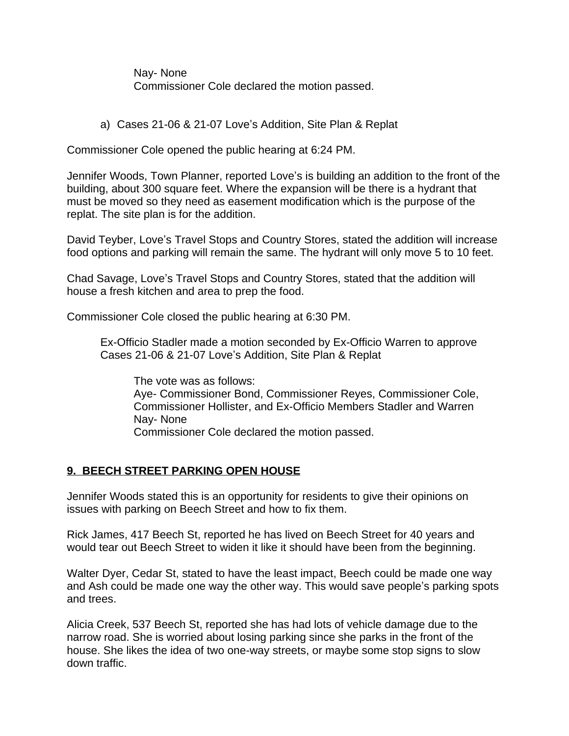Nay- None
Commissioner Cole declared the motion passed.

a) Cases 21-06 & 21-07 Love's Addition, Site Plan & Replat

Commissioner Cole opened the public hearing at 6:24 PM.

Jennifer Woods, Town Planner, reported Love's is building an addition to the front of the building, about 300 square feet. Where the expansion will be there is a hydrant that must be moved so they need as easement modification which is the purpose of the replat. The site plan is for the addition.

David Teyber, Love's Travel Stops and Country Stores, stated the addition will increase food options and parking will remain the same. The hydrant will only move 5 to 10 feet.

Chad Savage, Love's Travel Stops and Country Stores, stated that the addition will house a fresh kitchen and area to prep the food.

Commissioner Cole closed the public hearing at 6:30 PM.

Ex-Officio Stadler made a motion seconded by Ex-Officio Warren to approve Cases 21-06 & 21-07 Love's Addition, Site Plan & Replat

The vote was as follows:
Aye- Commissioner Bond, Commissioner Reyes, Commissioner Cole, Commissioner Hollister, and Ex-Officio Members Stadler and Warren
Nay- None
Commissioner Cole declared the motion passed.

## 9. BEECH STREET PARKING OPEN HOUSE

Jennifer Woods stated this is an opportunity for residents to give their opinions on issues with parking on Beech Street and how to fix them.

Rick James, 417 Beech St, reported he has lived on Beech Street for 40 years and would tear out Beech Street to widen it like it should have been from the beginning.

Walter Dyer, Cedar St, stated to have the least impact, Beech could be made one way and Ash could be made one way the other way. This would save people's parking spots and trees.

Alicia Creek, 537 Beech St, reported she has had lots of vehicle damage due to the narrow road. She is worried about losing parking since she parks in the front of the house. She likes the idea of two one-way streets, or maybe some stop signs to slow down traffic.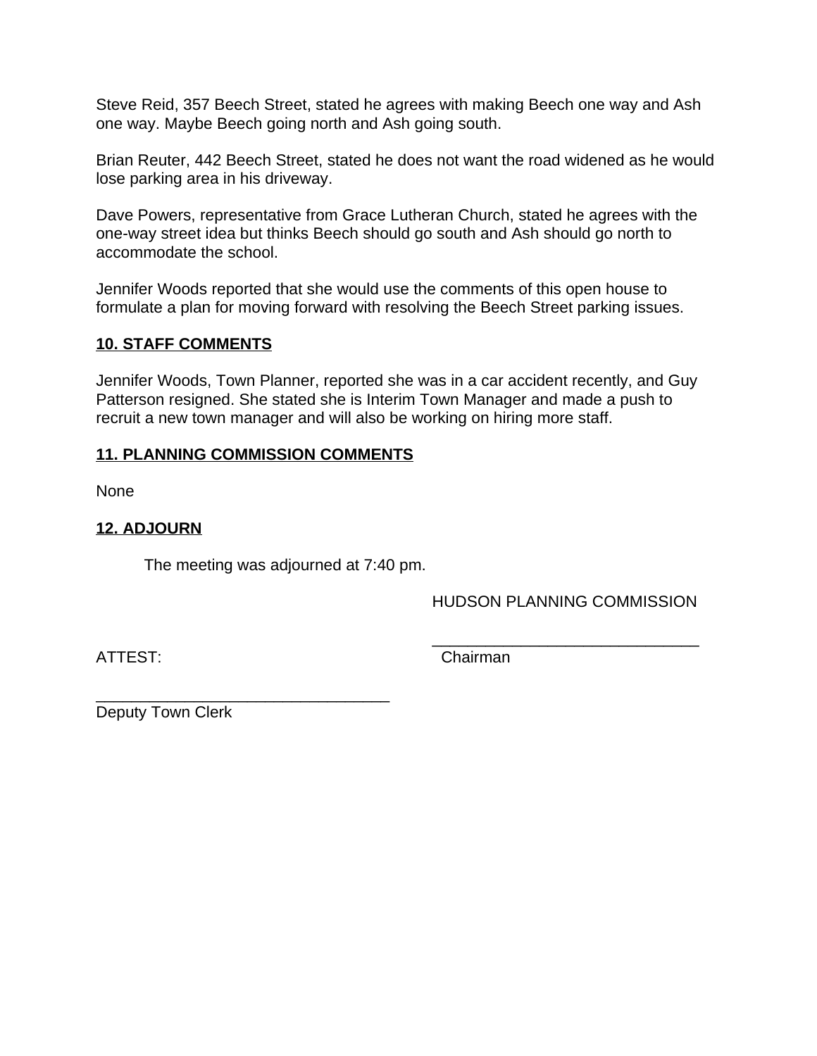Steve Reid, 357 Beech Street, stated he agrees with making Beech one way and Ash one way. Maybe Beech going north and Ash going south.

Brian Reuter, 442 Beech Street, stated he does not want the road widened as he would lose parking area in his driveway.

Dave Powers, representative from Grace Lutheran Church, stated he agrees with the one-way street idea but thinks Beech should go south and Ash should go north to accommodate the school.

Jennifer Woods reported that she would use the comments of this open house to formulate a plan for moving forward with resolving the Beech Street parking issues.

## 10. STAFF COMMENTS

Jennifer Woods, Town Planner, reported she was in a car accident recently, and Guy Patterson resigned. She stated she is Interim Town Manager and made a push to recruit a new town manager and will also be working on hiring more staff.

## 11. PLANNING COMMISSION COMMENTS

None

## 12. ADJOURN

The meeting was adjourned at 7:40 pm.

HUDSON PLANNING COMMISSION

______________________________
Chairman

ATTEST:

_________________________________
Deputy Town Clerk